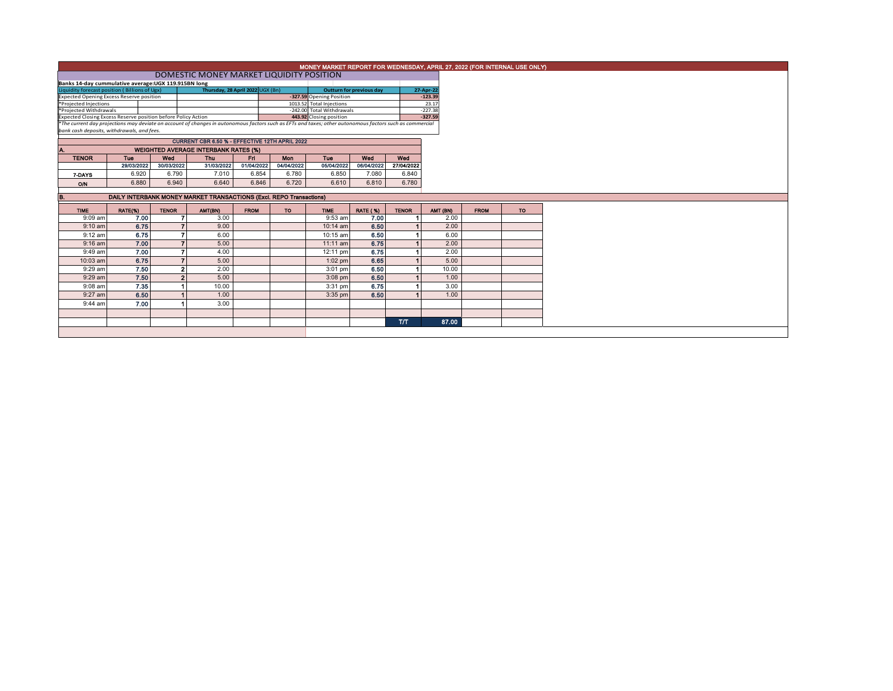# MONEY MARKET REPORT FOR WEDNESDAY, APRIL 27, 2022 (FOR INTERNAL USE ONLY)

## DOMESTIC MONEY MARKET LIQUIDITY POSITION

**Banks 14-day cummulative average:UGX 119.915BN long**

| Liquidity forecast position ( Billions of Ugx) | | Thursday, 28 April 2022 UGX (Bn) | | Outturn for previous day | 27-Apr-22 |
|---|---|---|---|---|---|
| Expected Opening Excess Reserve position | | | -327.59 | Opening Position | -123.39 |
| *Projected Injections | | | 1013.52 | Total Injections | 23.17 |
| *Projected Withdrawals | | | -242.00 | Total Withdrawals | -227.38 |
| Expected Closing Excess Reserve position before Policy Action | | | 443.92 | Closing position | -327.59 |

*The current day projections may deviate on account of changes in autonomous factors such as EFTs and taxes; other autonomous factors such as commercial bank cash deposits, withdrawals, and fees.*

**CURRENT CBR 6.50 % - EFFECTIVE 12TH APRIL 2022**

### A. WEIGHTED AVERAGE INTERBANK RATES (%)

| TENOR | Tue | Wed | Thu | Fri | Mon | Tue | Wed | Wed |
|---|---|---|---|---|---|---|---|---|
| | 29/03/2022 | 30/03/2022 | 31/03/2022 | 01/04/2022 | 04/04/2022 | 05/04/2022 | 06/04/2022 | 27/04/2022 |
| 7-DAYS | 6.920 | 6.790 | 7.010 | 6.854 | 6.780 | 6.850 | 7.080 | 6.840 |
| O/N | 6.880 | 6.940 | 6.640 | 6.846 | 6.720 | 6.610 | 6.810 | 6.780 |

### B. DAILY INTERBANK MONEY MARKET TRANSACTIONS (Excl. REPO Transactions)

| TIME | RATE(%) | TENOR | AMT(BN) | FROM | TO | TIME | RATE ( %) | TENOR | AMT (BN) | FROM | TO |
|---|---|---|---|---|---|---|---|---|---|---|---|
| 9:09 am | 7.00 | 7 | 3.00 | | | 9:53 am | 7.00 | 1 | 2.00 | | |
| 9:10 am | 6.75 | 7 | 9.00 | | | 10:14 am | 6.50 | 1 | 2.00 | | |
| 9:12 am | 6.75 | 7 | 6.00 | | | 10:15 am | 6.50 | 1 | 6.00 | | |
| 9:16 am | 7.00 | 7 | 5.00 | | | 11:11 am | 6.75 | 1 | 2.00 | | |
| 9:49 am | 7.00 | 7 | 4.00 | | | 12:11 pm | 6.75 | 1 | 2.00 | | |
| 10:03 am | 6.75 | 7 | 5.00 | | | 1:02 pm | 6.65 | 1 | 5.00 | | |
| 9:29 am | 7.50 | 2 | 2.00 | | | 3:01 pm | 6.50 | 1 | 10.00 | | |
| 9:29 am | 7.50 | 2 | 5.00 | | | 3:08 pm | 6.50 | 1 | 1.00 | | |
| 9:08 am | 7.35 | 1 | 10.00 | | | 3:31 pm | 6.75 | 1 | 3.00 | | |
| 9:27 am | 6.50 | 1 | 1.00 | | | 3:35 pm | 6.50 | 1 | 1.00 | | |
| 9:44 am | 7.00 | 1 | 3.00 | | | | | | | | |
| | | | | | | | | T/T | 87.00 | | |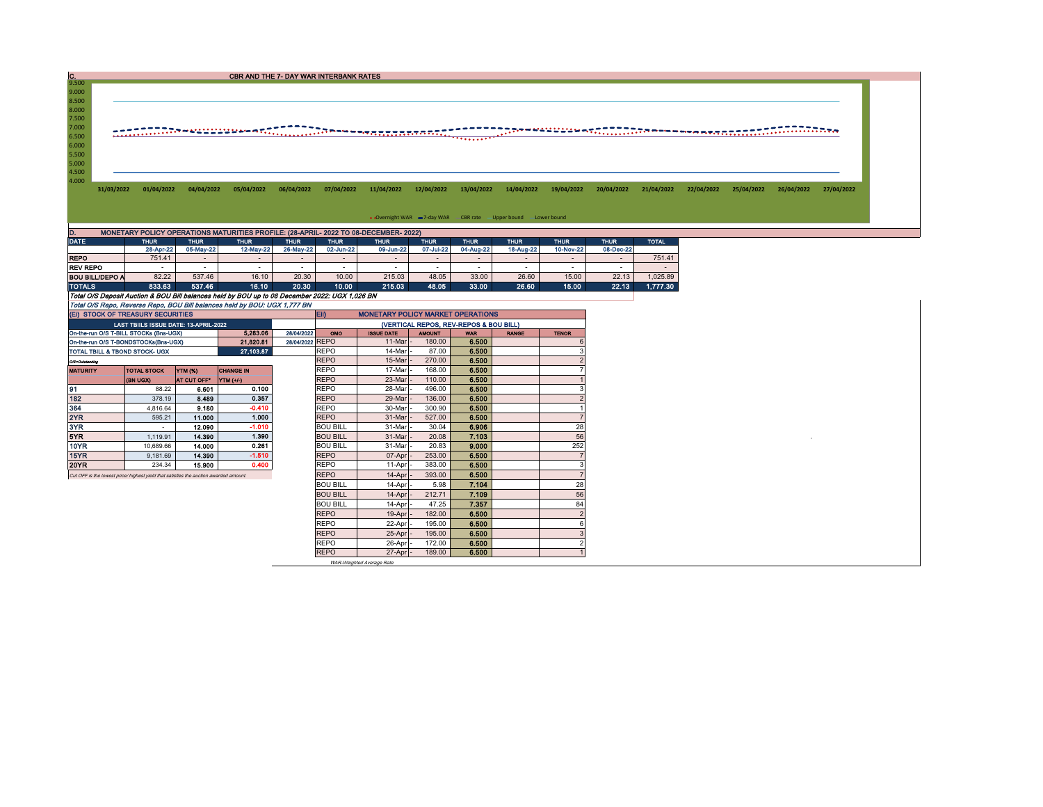## C. CBR AND THE 7- DAY WAR INTERBANK RATES

9.500
9.000
8.500
8.000
7.500
7.000
6.500
6.000
5.500
5.000
4.500
4.000

31/03/2022 01/04/2022 04/04/2022 05/04/2022 06/04/2022 07/04/2022 11/04/2022 12/04/2022 13/04/2022 14/04/2022 19/04/2022 20/04/2022 21/04/2022 22/04/2022 25/04/2022 26/04/2022 27/04/2022

Overnight WAR | 7-day WAR | CBR rate | Upper bound | Lower bound

## D. MONETARY POLICY OPERATIONS MATURITIES PROFILE: (28-APRIL- 2022 TO 08-DECEMBER- 2022)

| DATE | THUR | THUR | THUR | THUR | THUR | THUR | THUR | THUR | THUR | THUR | THUR | TOTAL |
|---|---|---|---|---|---|---|---|---|---|---|---|---|
| | 28-Apr-22 | 05-May-22 | 12-May-22 | 26-May-22 | 02-Jun-22 | 09-Jun-22 | 07-Jul-22 | 04-Aug-22 | 18-Aug-22 | 10-Nov-22 | 08-Dec-22 | |
| REPO | 751.41 | - | - | - | - | - | - | - | - | - | - | 751.41 |
| REV REPO | - | - | - | - | - | - | - | - | - | - | - | - |
| BOU BILL/DEPO A | 82.22 | 537.46 | 16.10 | 20.30 | 10.00 | 215.03 | 48.05 | 33.00 | 26.60 | 15.00 | 22.13 | 1,025.89 |
| TOTALS | 833.63 | 537.46 | 16.10 | 20.30 | 10.00 | 215.03 | 48.05 | 33.00 | 26.60 | 15.00 | 22.13 | 1,777.30 |

*Total O/S Deposit Auction & BOU Bill balances held by BOU up to 08 December 2022: UGX 1,026 BN*

*Total O/S Repo, Reverse Repo, BOU Bill balances held by BOU: UGX 1,777 BN*

## (EI) STOCK OF TREASURY SECURITIES

| LAST TBIILS ISSUE DATE: 13-APRIL-2022 | | | |
|---|---|---|---|
| On-the-run O/S T-BILL STOCKs (Bns-UGX) | | 5,283.06 | 28/04/2022 |
| On-the-run O/S T-BONDSTOCKs(Bns-UGX) | | 21,820.81 | 28/04/2022 |
| TOTAL TBILL & TBOND STOCK- UGX | | 27,103.87 | |

O/S=Outstanding

| MATURITY | TOTAL STOCK (BN UGX) | YTM (%) AT CUT OFF* | CHANGE IN YTM (+/-) |
|---|---|---|---|
| 91 | 88.22 | 6.601 | 0.100 |
| 182 | 378.19 | 8.489 | 0.357 |
| 364 | 4,816.64 | 9.180 | -0.410 |
| 2YR | 595.21 | 11.000 | 1.000 |
| 3YR | - | 12.090 | -1.010 |
| 5YR | 1,119.91 | 14.390 | 1.390 |
| 10YR | 10,689.66 | 14.000 | 0.261 |
| 15YR | 9,181.69 | 14.390 | -1.510 |
| 20YR | 234.34 | 15.900 | 0.400 |

*Cut OFF is the lowest price/ highest yield that satisfies the auction awarded amount.*

## Eii) MONETARY POLICY MARKET OPERATIONS

(VERTICAL REPOS, REV-REPOS & BOU BILL)

| OMO | ISSUE DATE | AMOUNT | WAR | RANGE | TENOR |
|---|---|---|---|---|---|
| REPO | 11-Mar - | 180.00 | 6.500 | | 6 |
| REPO | 14-Mar - | 87.00 | 6.500 | | 3 |
| REPO | 15-Mar - | 270.00 | 6.500 | | 2 |
| REPO | 17-Mar - | 168.00 | 6.500 | | 7 |
| REPO | 23-Mar - | 110.00 | 6.500 | | 1 |
| REPO | 28-Mar - | 496.00 | 6.500 | | 3 |
| REPO | 29-Mar - | 136.00 | 6.500 | | 2 |
| REPO | 30-Mar - | 300.90 | 6.500 | | 1 |
| REPO | 31-Mar - | 527.00 | 6.500 | | 7 |
| BOU BILL | 31-Mar - | 30.04 | 6.906 | | 28 |
| BOU BILL | 31-Mar - | 20.08 | 7.103 | | 56 |
| BOU BILL | 31-Mar - | 20.83 | 9.000 | | 252 |
| REPO | 07-Apr - | 253.00 | 6.500 | | 7 |
| REPO | 11-Apr - | 383.00 | 6.500 | | 3 |
| REPO | 14-Apr - | 393.00 | 6.500 | | 7 |
| BOU BILL | 14-Apr - | 5.98 | 7.104 | | 28 |
| BOU BILL | 14-Apr - | 212.71 | 7.109 | | 56 |
| BOU BILL | 14-Apr - | 47.25 | 7.357 | | 84 |
| REPO | 19-Apr - | 182.00 | 6.500 | | 2 |
| REPO | 22-Apr - | 195.00 | 6.500 | | 6 |
| REPO | 25-Apr - | 195.00 | 6.500 | | 3 |
| REPO | 26-Apr - | 172.00 | 6.500 | | 2 |
| REPO | 27-Apr - | 189.00 | 6.500 | | 1 |

*WAR-Weighted Average Rate*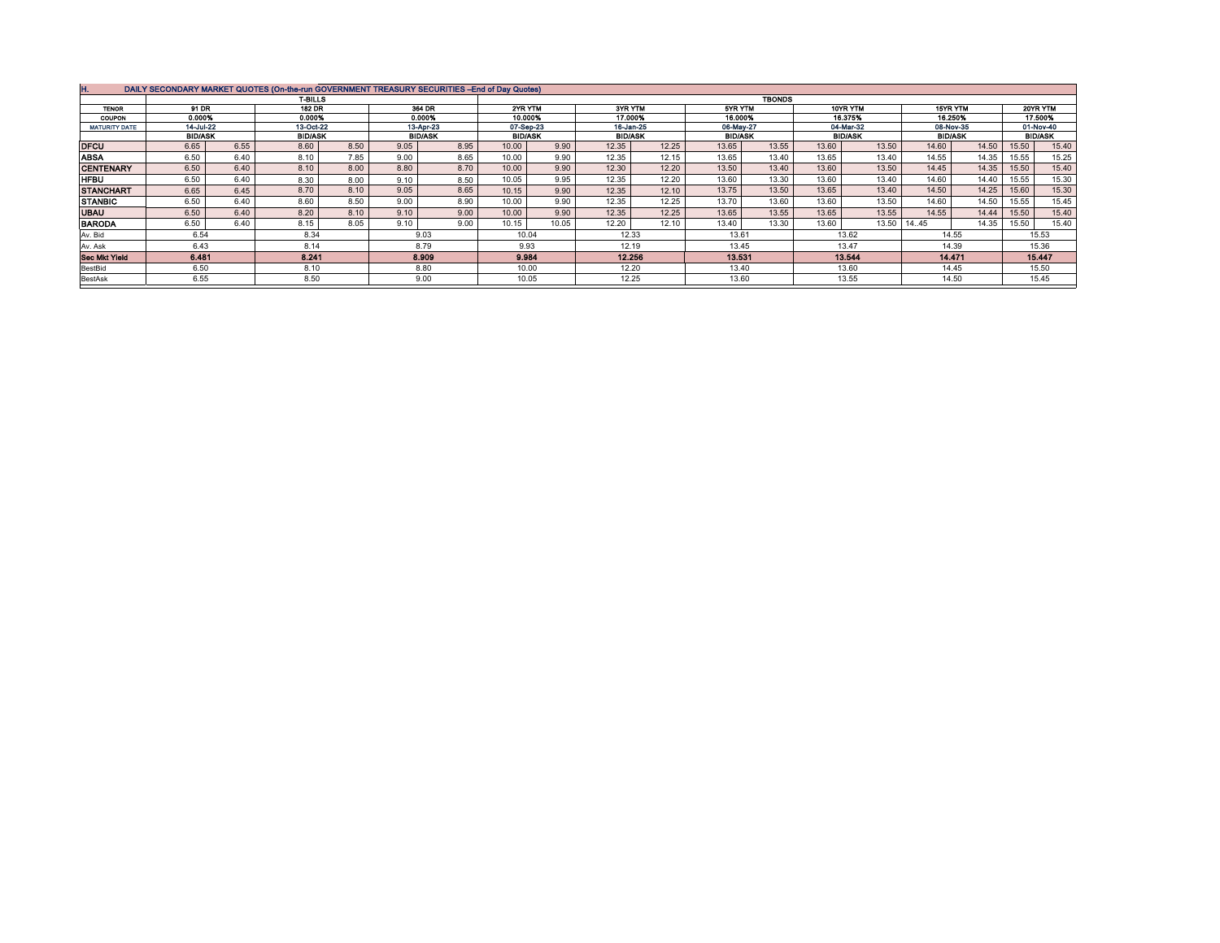| H. | DAILY SECONDARY MARKET QUOTES (On-the-run GOVERNMENT TREASURY SECURITIES –End of Day Quotes) | | | | | | | | | | | | | | | | | |
|---|---|---|---|---|---|---|---|---|---|---|---|---|---|---|---|---|---|---|
| | T-BILLS | | | | | | TBONDS | | | | | | | | | | | |
| TENOR | 91 DR | | 182 DR | | 364 DR | | 2YR YTM | | 3YR YTM | | 5YR YTM | | 10YR YTM | | 15YR YTM | | 20YR YTM | |
| COUPON | 0.000% | | 0.000% | | 0.000% | | 10.000% | | 17.000% | | 16.000% | | 16.375% | | 16.250% | | 17.500% | |
| MATURITY DATE | 14-Jul-22 | | 13-Oct-22 | | 13-Apr-23 | | 07-Sep-23 | | 16-Jan-25 | | 06-May-27 | | 04-Mar-32 | | 08-Nov-35 | | 01-Nov-40 | |
| | BID/ASK | | BID/ASK | | BID/ASK | | BID/ASK | | BID/ASK | | BID/ASK | | BID/ASK | | BID/ASK | | BID/ASK | |
| DFCU | 6.65 | 6.55 | 8.60 | 8.50 | 9.05 | 8.95 | 10.00 | 9.90 | 12.35 | 12.25 | 13.65 | 13.55 | 13.60 | 13.50 | 14.60 | 14.50 | 15.50 | 15.40 |
| ABSA | 6.50 | 6.40 | 8.10 | 7.85 | 9.00 | 8.65 | 10.00 | 9.90 | 12.35 | 12.15 | 13.65 | 13.40 | 13.65 | 13.40 | 14.55 | 14.35 | 15.55 | 15.25 |
| CENTENARY | 6.50 | 6.40 | 8.10 | 8.00 | 8.80 | 8.70 | 10.00 | 9.90 | 12.30 | 12.20 | 13.50 | 13.40 | 13.60 | 13.50 | 14.45 | 14.35 | 15.50 | 15.40 |
| HFBU | 6.50 | 6.40 | 8.30 | 8.00 | 9.10 | 8.50 | 10.05 | 9.95 | 12.35 | 12.20 | 13.60 | 13.30 | 13.60 | 13.40 | 14.60 | 14.40 | 15.55 | 15.30 |
| STANCHART | 6.65 | 6.45 | 8.70 | 8.10 | 9.05 | 8.65 | 10.15 | 9.90 | 12.35 | 12.10 | 13.75 | 13.50 | 13.65 | 13.40 | 14.50 | 14.25 | 15.60 | 15.30 |
| STANBIC | 6.50 | 6.40 | 8.60 | 8.50 | 9.00 | 8.90 | 10.00 | 9.90 | 12.35 | 12.25 | 13.70 | 13.60 | 13.60 | 13.50 | 14.60 | 14.50 | 15.55 | 15.45 |
| UBAU | 6.50 | 6.40 | 8.20 | 8.10 | 9.10 | 9.00 | 10.00 | 9.90 | 12.35 | 12.25 | 13.65 | 13.55 | 13.65 | 13.55 | 14.55 | 14.44 | 15.50 | 15.40 |
| BARODA | 6.50 | 6.40 | 8.15 | 8.05 | 9.10 | 9.00 | 10.15 | 10.05 | 12.20 | 12.10 | 13.40 | 13.30 | 13.60 | 13.50 | 14..45 | 14.35 | 15.50 | 15.40 |
| Av. Bid | 6.54 | | 8.34 | | 9.03 | | 10.04 | | 12.33 | | 13.61 | | 13.62 | | 14.55 | | 15.53 | |
| Av. Ask | 6.43 | | 8.14 | | 8.79 | | 9.93 | | 12.19 | | 13.45 | | 13.47 | | 14.39 | | 15.36 | |
| Sec Mkt Yield | 6.481 | | 8.241 | | 8.909 | | 9.984 | | 12.256 | | 13.531 | | 13.544 | | 14.471 | | 15.447 | |
| BestBid | 6.50 | | 8.10 | | 8.80 | | 10.00 | | 12.20 | | 13.40 | | 13.60 | | 14.45 | | 15.50 | |
| BestAsk | 6.55 | | 8.50 | | 9.00 | | 10.05 | | 12.25 | | 13.60 | | 13.55 | | 14.50 | | 15.45 | |